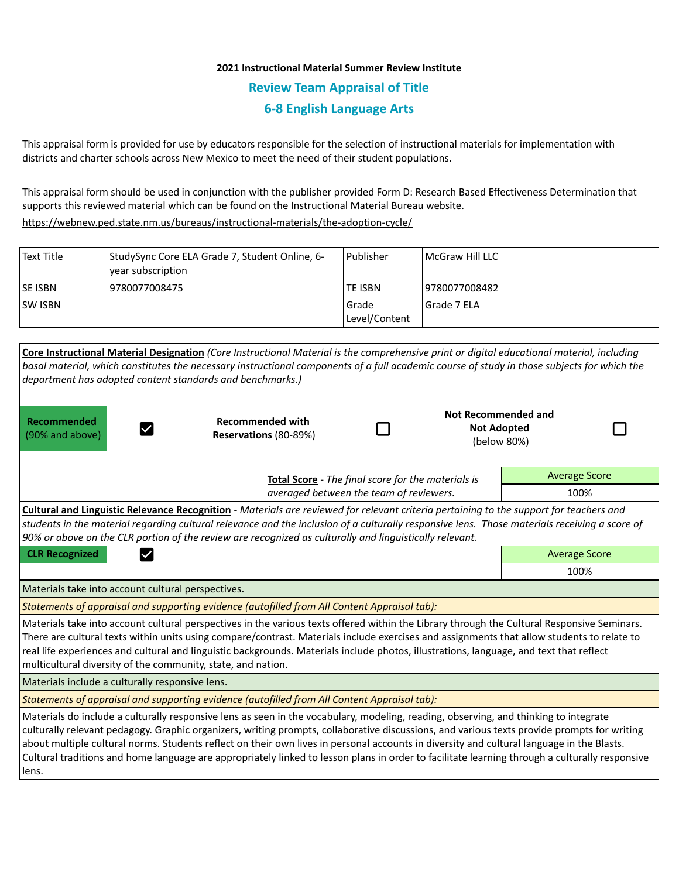**2021 Instructional Material Summer Review Institute**

## Review Team Appraisal of Title

## 6-8 English Language Arts

This appraisal form is provided for use by educators responsible for the selection of instructional materials for implementation with districts and charter schools across New Mexico to meet the need of their student populations.

This appraisal form should be used in conjunction with the publisher provided Form D: Research Based Effectiveness Determination that supports this reviewed material which can be found on the Instructional Material Bureau website.

https://webnew.ped.state.nm.us/bureaus/instructional-materials/the-adoption-cycle/

| Text Title | StudySync Core ELA Grade 7, Student Online, 6-year subscription | Publisher | McGraw Hill LLC |
|---|---|---|---|
| SE ISBN | 9780077008475 | TE ISBN | 9780077008482 |
| SW ISBN | | Grade Level/Content | Grade 7 ELA |

**Core Instructional Material Designation** *(Core Instructional Material is the comprehensive print or digital educational material, including basal material, which constitutes the necessary instructional components of a full academic course of study in those subjects for which the department has adopted content standards and benchmarks.)*

| **Recommended** (90% and above) | ☑ | **Recommended with Reservations** (80-89%) | ☐ | **Not Recommended and Not Adopted** (below 80%) | ☐ |
|---|---|---|---|---|---|

**Total Score** - *The final score for the materials is averaged between the team of reviewers.*

| Average Score |
|---|
| 100% |

**Cultural and Linguistic Relevance Recognition** - *Materials are reviewed for relevant criteria pertaining to the support for teachers and students in the material regarding cultural relevance and the inclusion of a culturally responsive lens. Those materials receiving a score of 90% or above on the CLR portion of the review are recognized as culturally and linguistically relevant.*

**CLR Recognized** ☑

| Average Score |
|---|
| 100% |

Materials take into account cultural perspectives.

*Statements of appraisal and supporting evidence (autofilled from All Content Appraisal tab):*

Materials take into account cultural perspectives in the various texts offered within the Library through the Cultural Responsive Seminars. There are cultural texts within units using compare/contrast. Materials include exercises and assignments that allow students to relate to real life experiences and cultural and linguistic backgrounds. Materials include photos, illustrations, language, and text that reflect multicultural diversity of the community, state, and nation.

Materials include a culturally responsive lens.

*Statements of appraisal and supporting evidence (autofilled from All Content Appraisal tab):*

Materials do include a culturally responsive lens as seen in the vocabulary, modeling, reading, observing, and thinking to integrate culturally relevant pedagogy. Graphic organizers, writing prompts, collaborative discussions, and various texts provide prompts for writing about multiple cultural norms. Students reflect on their own lives in personal accounts in diversity and cultural language in the Blasts. Cultural traditions and home language are appropriately linked to lesson plans in order to facilitate learning through a culturally responsive lens.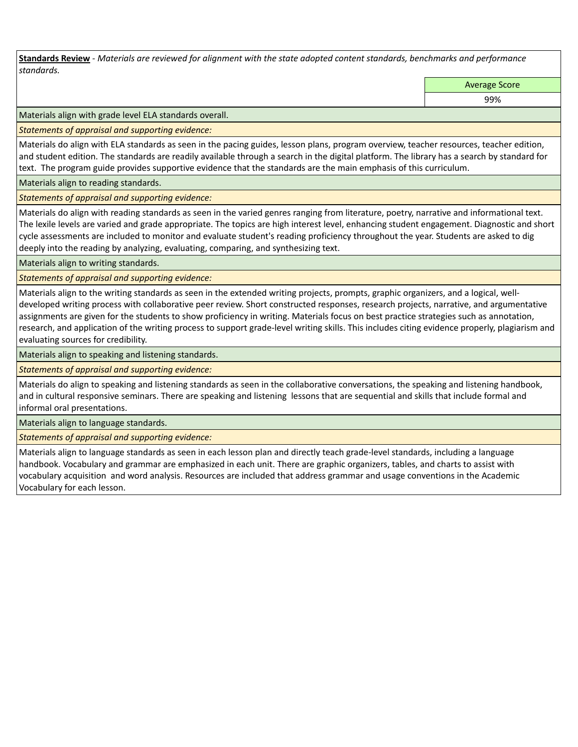**Standards Review** - *Materials are reviewed for alignment with the state adopted content standards, benchmarks and performance standards.*

| | Average Score |
|---|---|
| | 99% |

Materials align with grade level ELA standards overall.

*Statements of appraisal and supporting evidence:*

Materials do align with ELA standards as seen in the pacing guides, lesson plans, program overview, teacher resources, teacher edition, and student edition. The standards are readily available through a search in the digital platform. The library has a search by standard for text. The program guide provides supportive evidence that the standards are the main emphasis of this curriculum.

Materials align to reading standards.

*Statements of appraisal and supporting evidence:*

Materials do align with reading standards as seen in the varied genres ranging from literature, poetry, narrative and informational text. The lexile levels are varied and grade appropriate. The topics are high interest level, enhancing student engagement. Diagnostic and short cycle assessments are included to monitor and evaluate student's reading proficiency throughout the year. Students are asked to dig deeply into the reading by analyzing, evaluating, comparing, and synthesizing text.

Materials align to writing standards.

*Statements of appraisal and supporting evidence:*

Materials align to the writing standards as seen in the extended writing projects, prompts, graphic organizers, and a logical, well-developed writing process with collaborative peer review. Short constructed responses, research projects, narrative, and argumentative assignments are given for the students to show proficiency in writing. Materials focus on best practice strategies such as annotation, research, and application of the writing process to support grade-level writing skills. This includes citing evidence properly, plagiarism and evaluating sources for credibility.

Materials align to speaking and listening standards.

*Statements of appraisal and supporting evidence:*

Materials do align to speaking and listening standards as seen in the collaborative conversations, the speaking and listening handbook, and in cultural responsive seminars. There are speaking and listening lessons that are sequential and skills that include formal and informal oral presentations.

Materials align to language standards.

*Statements of appraisal and supporting evidence:*

Materials align to language standards as seen in each lesson plan and directly teach grade-level standards, including a language handbook. Vocabulary and grammar are emphasized in each unit. There are graphic organizers, tables, and charts to assist with vocabulary acquisition and word analysis. Resources are included that address grammar and usage conventions in the Academic Vocabulary for each lesson.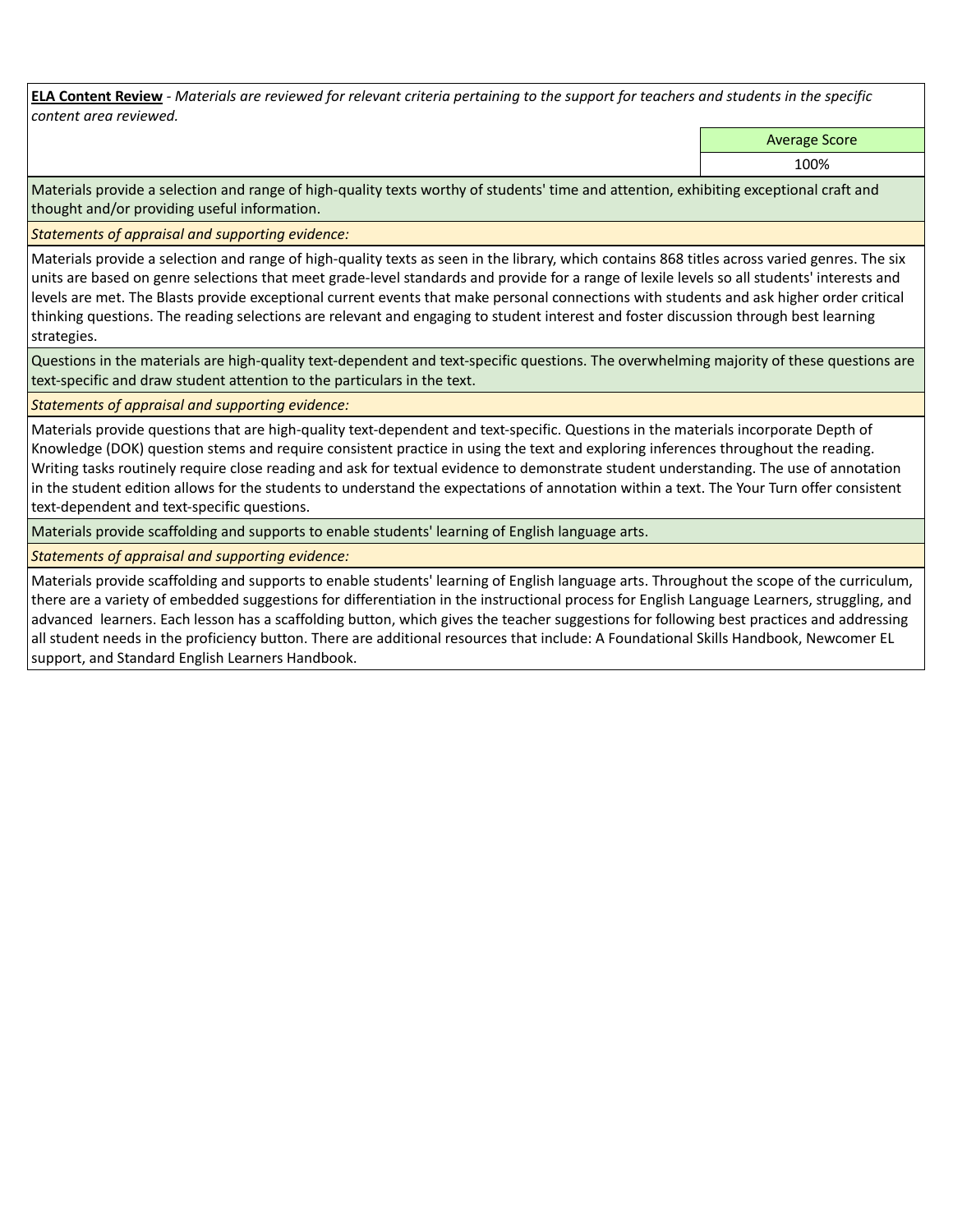**ELA Content Review** - *Materials are reviewed for relevant criteria pertaining to the support for teachers and students in the specific content area reviewed.*

| | Average Score |
|---|---|
| | 100% |

Materials provide a selection and range of high-quality texts worthy of students' time and attention, exhibiting exceptional craft and thought and/or providing useful information.

*Statements of appraisal and supporting evidence:*

Materials provide a selection and range of high-quality texts as seen in the library, which contains 868 titles across varied genres. The six units are based on genre selections that meet grade-level standards and provide for a range of lexile levels so all students' interests and levels are met. The Blasts provide exceptional current events that make personal connections with students and ask higher order critical thinking questions. The reading selections are relevant and engaging to student interest and foster discussion through best learning strategies.

Questions in the materials are high-quality text-dependent and text-specific questions. The overwhelming majority of these questions are text-specific and draw student attention to the particulars in the text.

*Statements of appraisal and supporting evidence:*

Materials provide questions that are high-quality text-dependent and text-specific. Questions in the materials incorporate Depth of Knowledge (DOK) question stems and require consistent practice in using the text and exploring inferences throughout the reading. Writing tasks routinely require close reading and ask for textual evidence to demonstrate student understanding. The use of annotation in the student edition allows for the students to understand the expectations of annotation within a text. The Your Turn offer consistent text-dependent and text-specific questions.

Materials provide scaffolding and supports to enable students' learning of English language arts.

*Statements of appraisal and supporting evidence:*

Materials provide scaffolding and supports to enable students' learning of English language arts. Throughout the scope of the curriculum, there are a variety of embedded suggestions for differentiation in the instructional process for English Language Learners, struggling, and advanced learners. Each lesson has a scaffolding button, which gives the teacher suggestions for following best practices and addressing all student needs in the proficiency button. There are additional resources that include: A Foundational Skills Handbook, Newcomer EL support, and Standard English Learners Handbook.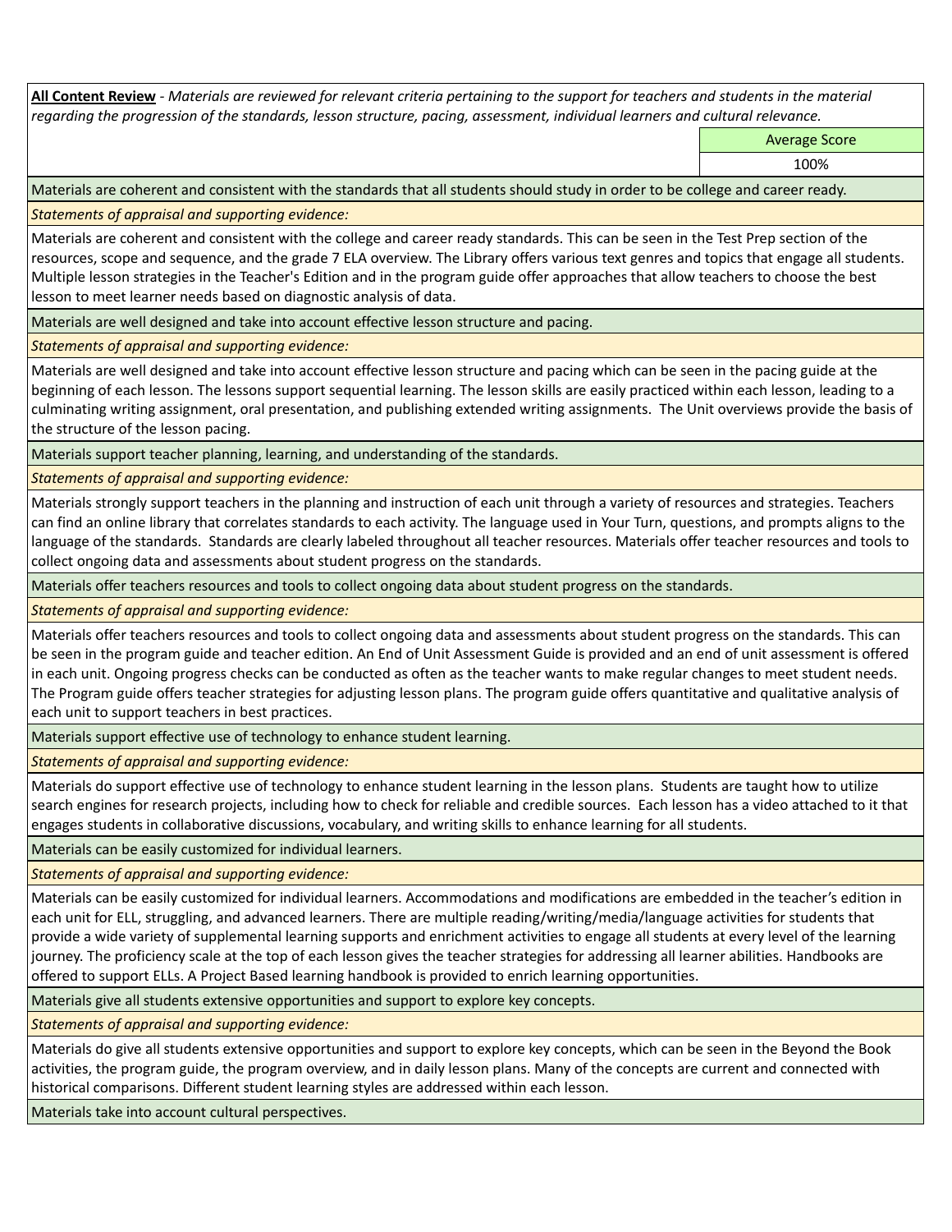**All Content Review** - *Materials are reviewed for relevant criteria pertaining to the support for teachers and students in the material regarding the progression of the standards, lesson structure, pacing, assessment, individual learners and cultural relevance.*

| | Average Score |
|---|---|
| | 100% |

Materials are coherent and consistent with the standards that all students should study in order to be college and career ready.

*Statements of appraisal and supporting evidence:*

Materials are coherent and consistent with the college and career ready standards. This can be seen in the Test Prep section of the resources, scope and sequence, and the grade 7 ELA overview. The Library offers various text genres and topics that engage all students. Multiple lesson strategies in the Teacher's Edition and in the program guide offer approaches that allow teachers to choose the best lesson to meet learner needs based on diagnostic analysis of data.

Materials are well designed and take into account effective lesson structure and pacing.

*Statements of appraisal and supporting evidence:*

Materials are well designed and take into account effective lesson structure and pacing which can be seen in the pacing guide at the beginning of each lesson. The lessons support sequential learning. The lesson skills are easily practiced within each lesson, leading to a culminating writing assignment, oral presentation, and publishing extended writing assignments. The Unit overviews provide the basis of the structure of the lesson pacing.

Materials support teacher planning, learning, and understanding of the standards.

*Statements of appraisal and supporting evidence:*

Materials strongly support teachers in the planning and instruction of each unit through a variety of resources and strategies. Teachers can find an online library that correlates standards to each activity. The language used in Your Turn, questions, and prompts aligns to the language of the standards. Standards are clearly labeled throughout all teacher resources. Materials offer teacher resources and tools to collect ongoing data and assessments about student progress on the standards.

Materials offer teachers resources and tools to collect ongoing data about student progress on the standards.

*Statements of appraisal and supporting evidence:*

Materials offer teachers resources and tools to collect ongoing data and assessments about student progress on the standards. This can be seen in the program guide and teacher edition. An End of Unit Assessment Guide is provided and an end of unit assessment is offered in each unit. Ongoing progress checks can be conducted as often as the teacher wants to make regular changes to meet student needs. The Program guide offers teacher strategies for adjusting lesson plans. The program guide offers quantitative and qualitative analysis of each unit to support teachers in best practices.

Materials support effective use of technology to enhance student learning.

*Statements of appraisal and supporting evidence:*

Materials do support effective use of technology to enhance student learning in the lesson plans. Students are taught how to utilize search engines for research projects, including how to check for reliable and credible sources. Each lesson has a video attached to it that engages students in collaborative discussions, vocabulary, and writing skills to enhance learning for all students.

Materials can be easily customized for individual learners.

*Statements of appraisal and supporting evidence:*

Materials can be easily customized for individual learners. Accommodations and modifications are embedded in the teacher's edition in each unit for ELL, struggling, and advanced learners. There are multiple reading/writing/media/language activities for students that provide a wide variety of supplemental learning supports and enrichment activities to engage all students at every level of the learning journey. The proficiency scale at the top of each lesson gives the teacher strategies for addressing all learner abilities. Handbooks are offered to support ELLs. A Project Based learning handbook is provided to enrich learning opportunities.

Materials give all students extensive opportunities and support to explore key concepts.

*Statements of appraisal and supporting evidence:*

Materials do give all students extensive opportunities and support to explore key concepts, which can be seen in the Beyond the Book activities, the program guide, the program overview, and in daily lesson plans. Many of the concepts are current and connected with historical comparisons. Different student learning styles are addressed within each lesson.

Materials take into account cultural perspectives.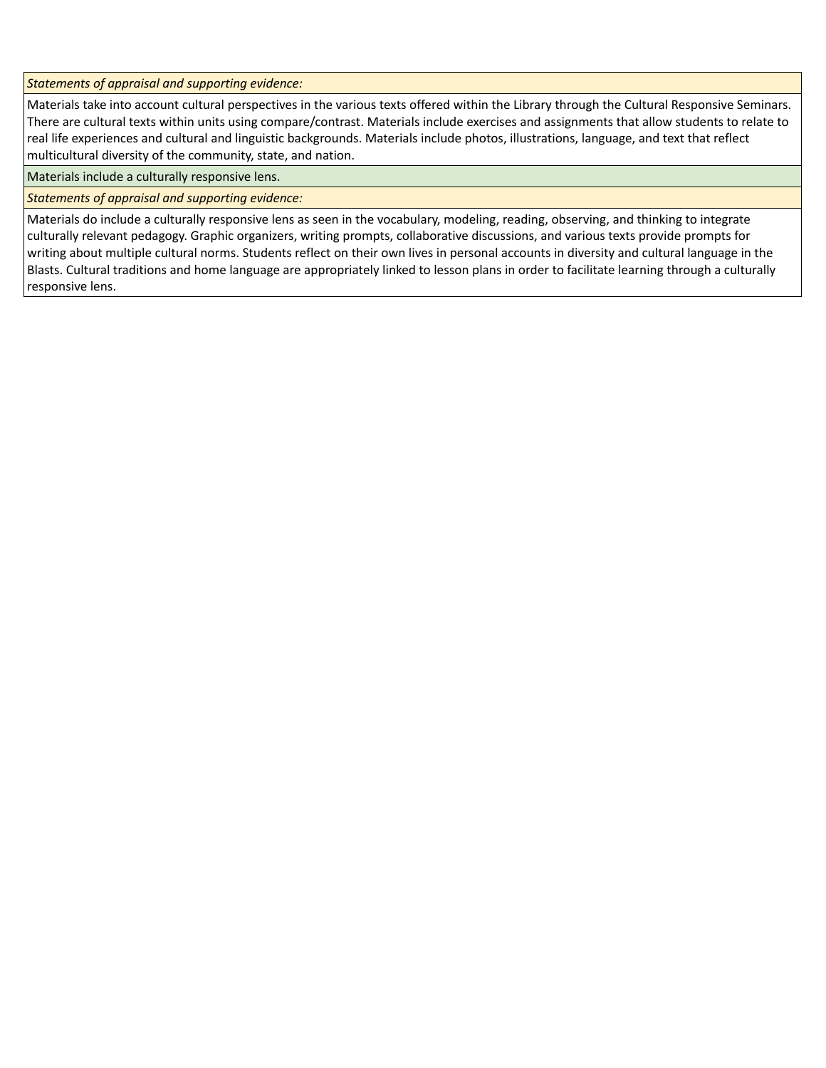*Statements of appraisal and supporting evidence:*

Materials take into account cultural perspectives in the various texts offered within the Library through the Cultural Responsive Seminars. There are cultural texts within units using compare/contrast. Materials include exercises and assignments that allow students to relate to real life experiences and cultural and linguistic backgrounds. Materials include photos, illustrations, language, and text that reflect multicultural diversity of the community, state, and nation.

Materials include a culturally responsive lens.

*Statements of appraisal and supporting evidence:*

Materials do include a culturally responsive lens as seen in the vocabulary, modeling, reading, observing, and thinking to integrate culturally relevant pedagogy. Graphic organizers, writing prompts, collaborative discussions, and various texts provide prompts for writing about multiple cultural norms. Students reflect on their own lives in personal accounts in diversity and cultural language in the Blasts. Cultural traditions and home language are appropriately linked to lesson plans in order to facilitate learning through a culturally responsive lens.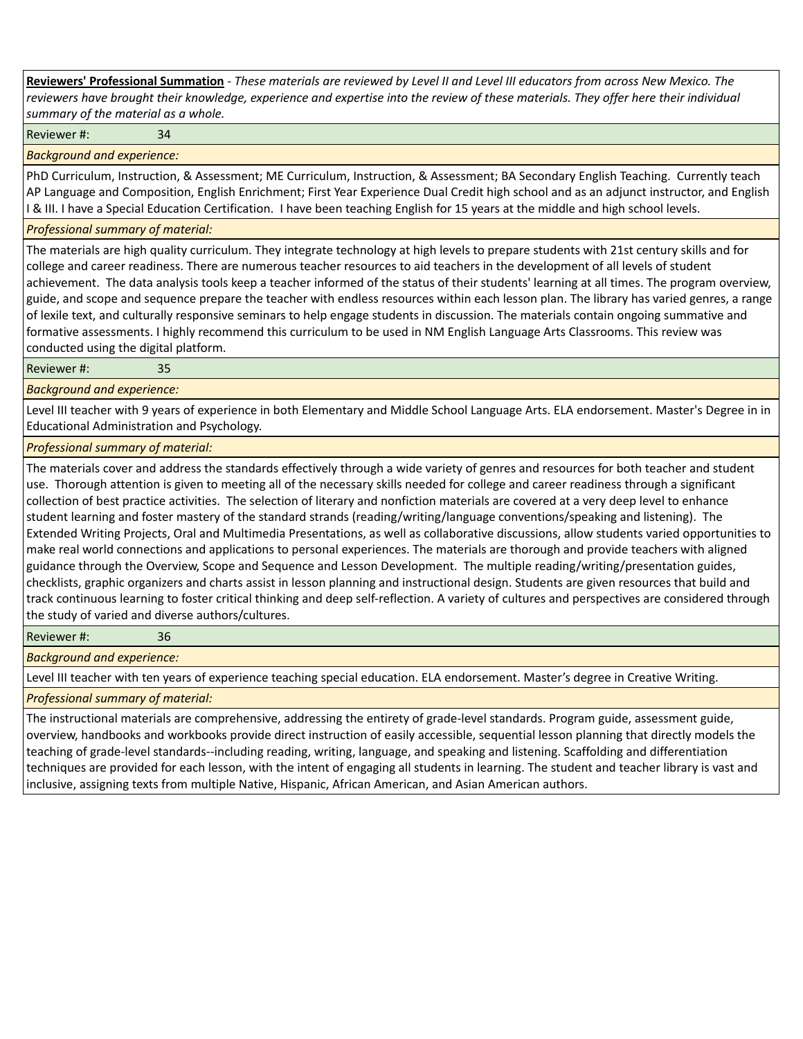**Reviewers' Professional Summation** - *These materials are reviewed by Level II and Level III educators from across New Mexico. The reviewers have brought their knowledge, experience and expertise into the review of these materials. They offer here their individual summary of the material as a whole.*

Reviewer #: 34

*Background and experience:*

PhD Curriculum, Instruction, & Assessment; ME Curriculum, Instruction, & Assessment; BA Secondary English Teaching. Currently teach AP Language and Composition, English Enrichment; First Year Experience Dual Credit high school and as an adjunct instructor, and English I & III. I have a Special Education Certification. I have been teaching English for 15 years at the middle and high school levels.

*Professional summary of material:*

The materials are high quality curriculum. They integrate technology at high levels to prepare students with 21st century skills and for college and career readiness. There are numerous teacher resources to aid teachers in the development of all levels of student achievement. The data analysis tools keep a teacher informed of the status of their students' learning at all times. The program overview, guide, and scope and sequence prepare the teacher with endless resources within each lesson plan. The library has varied genres, a range of lexile text, and culturally responsive seminars to help engage students in discussion. The materials contain ongoing summative and formative assessments. I highly recommend this curriculum to be used in NM English Language Arts Classrooms. This review was conducted using the digital platform.

Reviewer #: 35

*Background and experience:*

Level III teacher with 9 years of experience in both Elementary and Middle School Language Arts. ELA endorsement. Master's Degree in in Educational Administration and Psychology.

*Professional summary of material:*

The materials cover and address the standards effectively through a wide variety of genres and resources for both teacher and student use. Thorough attention is given to meeting all of the necessary skills needed for college and career readiness through a significant collection of best practice activities. The selection of literary and nonfiction materials are covered at a very deep level to enhance student learning and foster mastery of the standard strands (reading/writing/language conventions/speaking and listening). The Extended Writing Projects, Oral and Multimedia Presentations, as well as collaborative discussions, allow students varied opportunities to make real world connections and applications to personal experiences. The materials are thorough and provide teachers with aligned guidance through the Overview, Scope and Sequence and Lesson Development. The multiple reading/writing/presentation guides, checklists, graphic organizers and charts assist in lesson planning and instructional design. Students are given resources that build and track continuous learning to foster critical thinking and deep self-reflection. A variety of cultures and perspectives are considered through the study of varied and diverse authors/cultures.

Reviewer #: 36

*Background and experience:*

Level III teacher with ten years of experience teaching special education. ELA endorsement. Master's degree in Creative Writing.

*Professional summary of material:*

The instructional materials are comprehensive, addressing the entirety of grade-level standards. Program guide, assessment guide, overview, handbooks and workbooks provide direct instruction of easily accessible, sequential lesson planning that directly models the teaching of grade-level standards--including reading, writing, language, and speaking and listening. Scaffolding and differentiation techniques are provided for each lesson, with the intent of engaging all students in learning. The student and teacher library is vast and inclusive, assigning texts from multiple Native, Hispanic, African American, and Asian American authors.